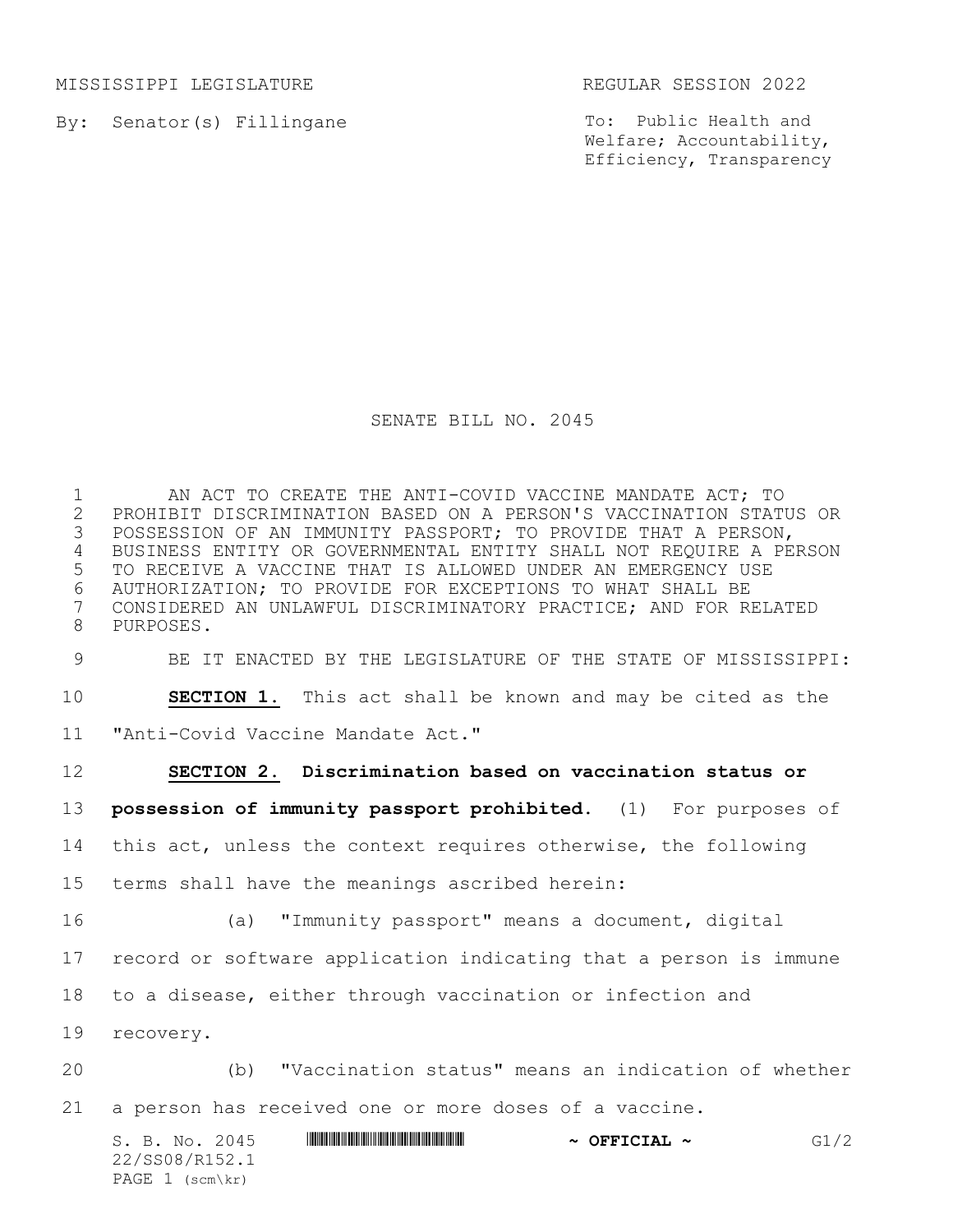MISSISSIPPI LEGISLATURE REGULAR SESSION 2022

By: Senator(s) Fillingane

To: Public Health and Welfare; Accountability, Efficiency, Transparency

# SENATE BILL NO. 2045

AN ACT TO CREATE THE ANTI-COVID VACCINE MANDATE ACT; TO PROHIBIT DISCRIMINATION BASED ON A PERSON'S VACCINATION STATUS OR POSSESSION OF AN IMMUNITY PASSPORT; TO PROVIDE THAT A PERSON, BUSINESS ENTITY OR GOVERNMENTAL ENTITY SHALL NOT REQUIRE A PERSON TO RECEIVE A VACCINE THAT IS ALLOWED UNDER AN EMERGENCY USE AUTHORIZATION; TO PROVIDE FOR EXCEPTIONS TO WHAT SHALL BE CONSIDERED AN UNLAWFUL DISCRIMINATORY PRACTICE; AND FOR RELATED PURPOSES.

BE IT ENACTED BY THE LEGISLATURE OF THE STATE OF MISSISSIPPI:

**SECTION 1.** This act shall be known and may be cited as the "Anti-Covid Vaccine Mandate Act."

**SECTION 2. Discrimination based on vaccination status or possession of immunity passport prohibited.** (1) For purposes of this act, unless the context requires otherwise, the following terms shall have the meanings ascribed herein:

(a) "Immunity passport" means a document, digital record or software application indicating that a person is immune to a disease, either through vaccination or infection and recovery.

(b) "Vaccination status" means an indication of whether a person has received one or more doses of a vaccine.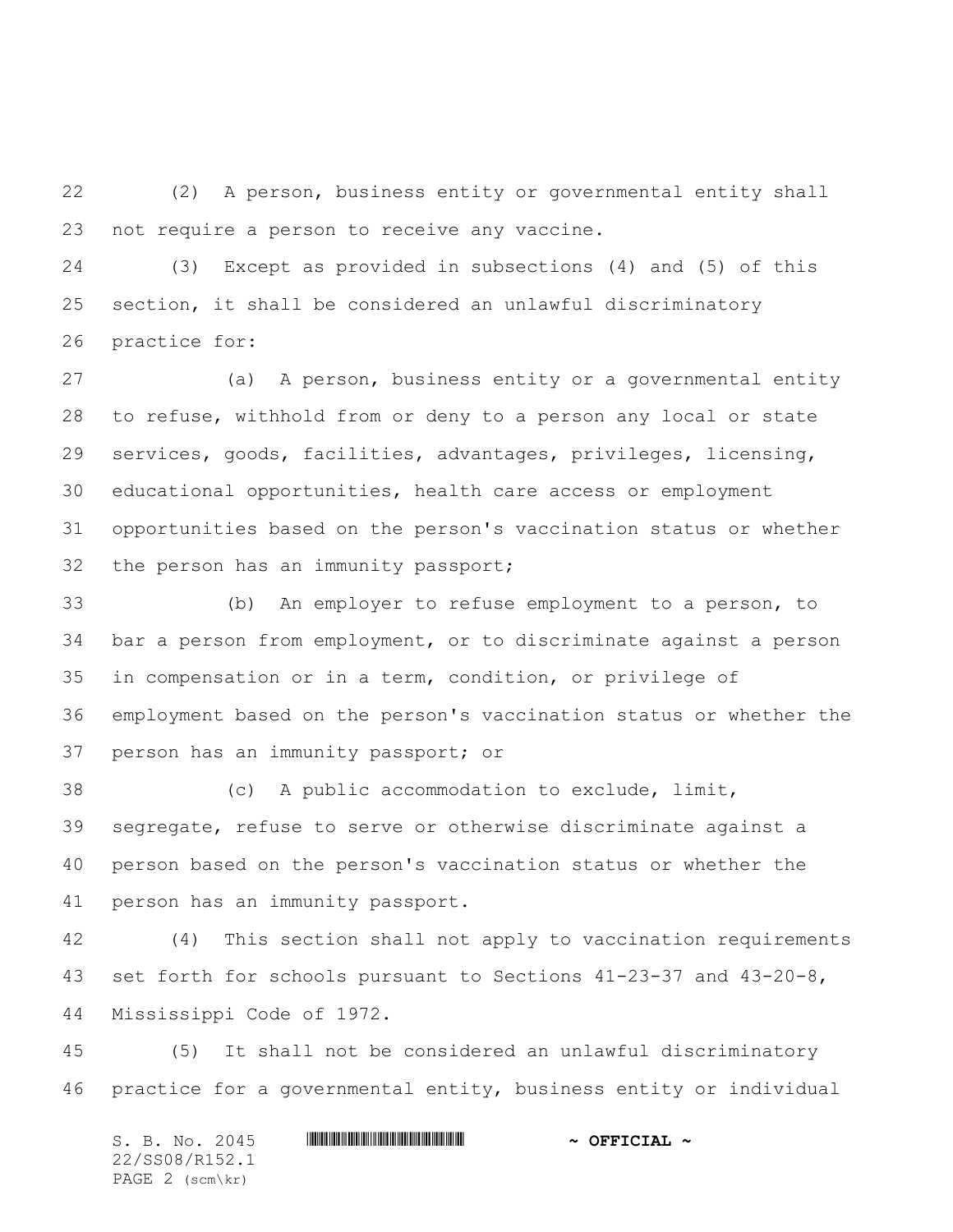(2) A person, business entity or governmental entity shall not require a person to receive any vaccine.

(3) Except as provided in subsections (4) and (5) of this section, it shall be considered an unlawful discriminatory practice for:

(a) A person, business entity or a governmental entity to refuse, withhold from or deny to a person any local or state services, goods, facilities, advantages, privileges, licensing, educational opportunities, health care access or employment opportunities based on the person's vaccination status or whether the person has an immunity passport;

(b) An employer to refuse employment to a person, to bar a person from employment, or to discriminate against a person in compensation or in a term, condition, or privilege of employment based on the person's vaccination status or whether the person has an immunity passport; or

(c) A public accommodation to exclude, limit, segregate, refuse to serve or otherwise discriminate against a person based on the person's vaccination status or whether the person has an immunity passport.

(4) This section shall not apply to vaccination requirements set forth for schools pursuant to Sections 41-23-37 and 43-20-8, Mississippi Code of 1972.

(5) It shall not be considered an unlawful discriminatory practice for a governmental entity, business entity or individual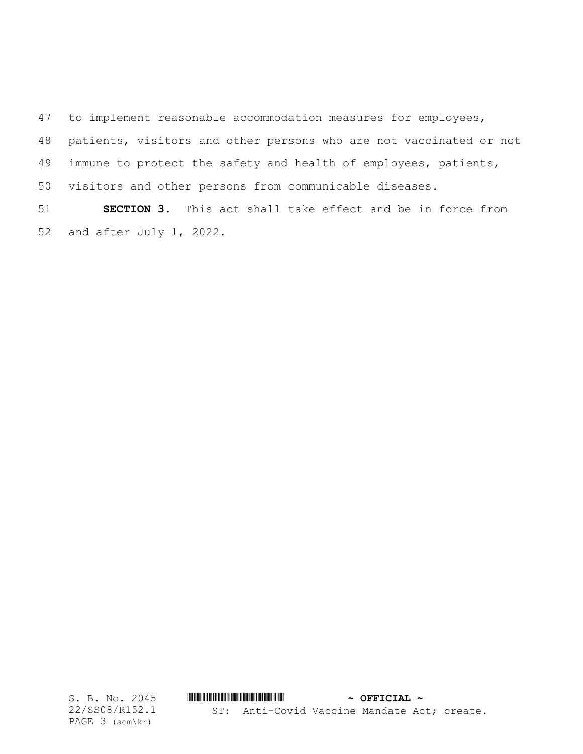to implement reasonable accommodation measures for employees, patients, visitors and other persons who are not vaccinated or not immune to protect the safety and health of employees, patients, visitors and other persons from communicable diseases.

**SECTION 3.** This act shall take effect and be in force from and after July 1, 2022.